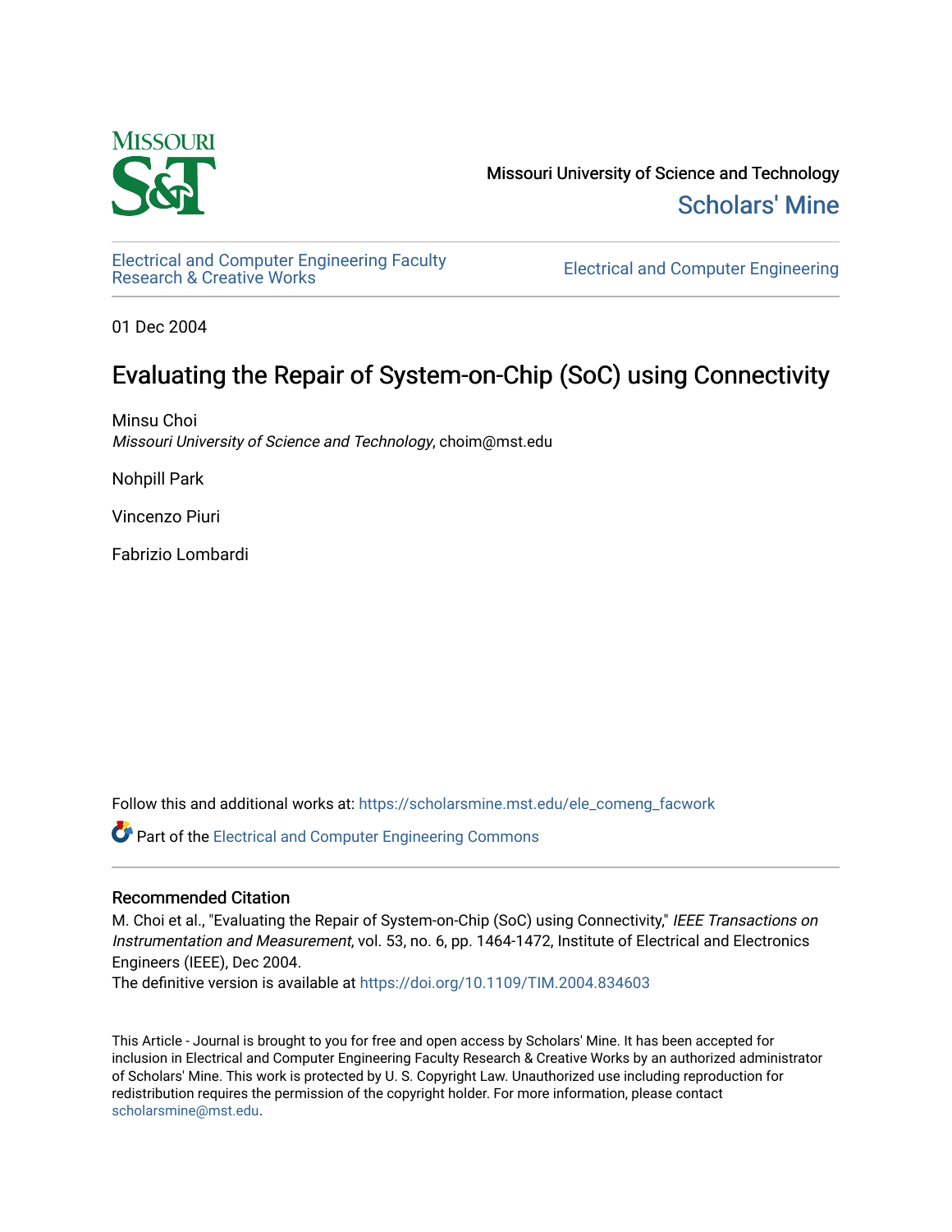Missouri University of Science and Technology

Scholars' Mine

Electrical and Computer Engineering Faculty Research & Creative Works

Electrical and Computer Engineering

01 Dec 2004

# Evaluating the Repair of System-on-Chip (SoC) using Connectivity

Minsu Choi
*Missouri University of Science and Technology*, choim@mst.edu

Nohpill Park

Vincenzo Piuri

Fabrizio Lombardi

Follow this and additional works at: https://scholarsmine.mst.edu/ele_comeng_facwork

Part of the Electrical and Computer Engineering Commons

## Recommended Citation

M. Choi et al., "Evaluating the Repair of System-on-Chip (SoC) using Connectivity," *IEEE Transactions on Instrumentation and Measurement*, vol. 53, no. 6, pp. 1464-1472, Institute of Electrical and Electronics Engineers (IEEE), Dec 2004.

The definitive version is available at https://doi.org/10.1109/TIM.2004.834603

This Article - Journal is brought to you for free and open access by Scholars' Mine. It has been accepted for inclusion in Electrical and Computer Engineering Faculty Research & Creative Works by an authorized administrator of Scholars' Mine. This work is protected by U. S. Copyright Law. Unauthorized use including reproduction for redistribution requires the permission of the copyright holder. For more information, please contact scholarsmine@mst.edu.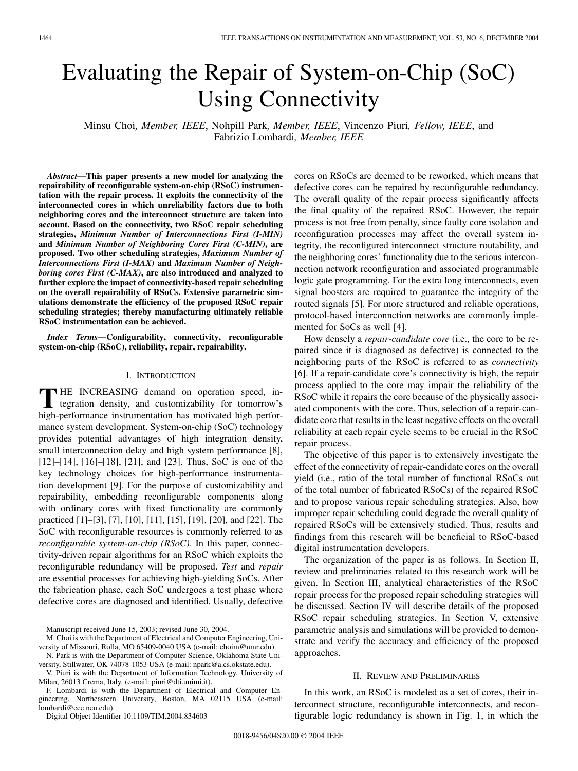# Evaluating the Repair of System-on-Chip (SoC) Using Connectivity

Minsu Choi, *Member, IEEE*, Nohpill Park, *Member, IEEE*, Vincenzo Piuri, *Fellow, IEEE*, and Fabrizio Lombardi, *Member, IEEE*

***Abstract*—This paper presents a new model for analyzing the repairability of reconfigurable system-on-chip (RSoC) instrumentation with the repair process. It exploits the connectivity of the interconnected cores in which unreliability factors due to both neighboring cores and the interconnect structure are taken into account. Based on the connectivity, two RSoC repair scheduling strategies, *Minimum Number of Interconnections First (I-MIN)* and *Minimum Number of Neighboring Cores First (C-MIN)*, are proposed. Two other scheduling strategies, *Maximum Number of Interconnections First (I-MAX)* and *Maximum Number of Neighboring cores First (C-MAX)*, are also introduced and analyzed to further explore the impact of connectivity-based repair scheduling on the overall repairability of RSoCs. Extensive parametric simulations demonstrate the efficiency of the proposed RSoC repair scheduling strategies; thereby manufacturing ultimately reliable RSoC instrumentation can be achieved.**

***Index Terms*—Configurability, connectivity, reconfigurable system-on-chip (RSoC), reliability, repair, repairability.**

## I. Introduction

THE INCREASING demand on operation speed, integration density, and customizability for tomorrow's high-performance instrumentation has motivated high performance system development. System-on-chip (SoC) technology provides potential advantages of high integration density, small interconnection delay and high system performance [8], [12]–[14], [16]–[18], [21], and [23]. Thus, SoC is one of the key technology choices for high-performance instrumentation development [9]. For the purpose of customizability and repairability, embedding reconfigurable components along with ordinary cores with fixed functionality are commonly practiced [1]–[3], [7], [10], [11], [15], [19], [20], and [22]. The SoC with reconfigurable resources is commonly referred to as *reconfigurable system-on-chip (RSoC)*. In this paper, connectivity-driven repair algorithms for an RSoC which exploits the reconfigurable redundancy will be proposed. *Test* and *repair* are essential processes for achieving high-yielding SoCs. After the fabrication phase, each SoC undergoes a test phase where defective cores are diagnosed and identified. Usually, defective cores on RSoCs are deemed to be reworked, which means that defective cores can be repaired by reconfigurable redundancy. The overall quality of the repair process significantly affects the final quality of the repaired RSoC. However, the repair process is not free from penalty, since faulty core isolation and reconfiguration processes may affect the overall system integrity, the reconfigured interconnect structure routability, and the neighboring cores' functionality due to the serious interconnection network reconfiguration and associated programmable logic gate programming. For the extra long interconnects, even signal boosters are required to guarantee the integrity of the routed signals [5]. For more structured and reliable operations, protocol-based interconnction networks are commonly implemented for SoCs as well [4].

How densely a *repair-candidate core* (i.e., the core to be repaired since it is diagnosed as defective) is connected to the neighboring parts of the RSoC is referred to as *connectivity* [6]. If a repair-candidate core's connectivity is high, the repair process applied to the core may impair the reliability of the RSoC while it repairs the core because of the physically associated components with the core. Thus, selection of a repair-candidate core that results in the least negative effects on the overall reliability at each repair cycle seems to be crucial in the RSoC repair process.

The objective of this paper is to extensively investigate the effect of the connectivity of repair-candidate cores on the overall yield (i.e., ratio of the total number of functional RSoCs out of the total number of fabricated RSoCs) of the repaired RSoC and to propose various repair scheduling strategies. Also, how improper repair scheduling could degrade the overall quality of repaired RSoCs will be extensively studied. Thus, results and findings from this research will be beneficial to RSoC-based digital instrumentation developers.

The organization of the paper is as follows. In Section II, review and preliminaries related to this research work will be given. In Section III, analytical characteristics of the RSoC repair process for the proposed repair scheduling strategies will be discussed. Section IV will describe details of the proposed RSoC repair scheduling strategies. In Section V, extensive parametric analysis and simulations will be provided to demonstrate and verify the accuracy and efficiency of the proposed approaches.

## II. Review and Preliminaries

In this work, an RSoC is modeled as a set of cores, their interconnect structure, reconfigurable interconnects, and reconfigurable logic redundancy is shown in Fig. 1, in which the

---

Manuscript received June 15, 2003; revised June 30, 2004.

M. Choi is with the Department of Electrical and Computer Engineering, University of Missouri, Rolla, MO 65409-0040 USA (e-mail: choim@umr.edu).

N. Park is with the Department of Computer Science, Oklahoma State University, Stillwater, OK 74078-1053 USA (e-mail: npark@a.cs.okstate.edu).

V. Piuri is with the Department of Information Technology, University of Milan, 26013 Crema, Italy. (e-mail: piuri@dti.unimi.it).

F. Lombardi is with the Department of Electrical and Computer Engineering, Northeastern University, Boston, MA 02115 USA (e-mail: lombardi@ece.neu.edu).

Digital Object Identifier 10.1109/TIM.2004.834603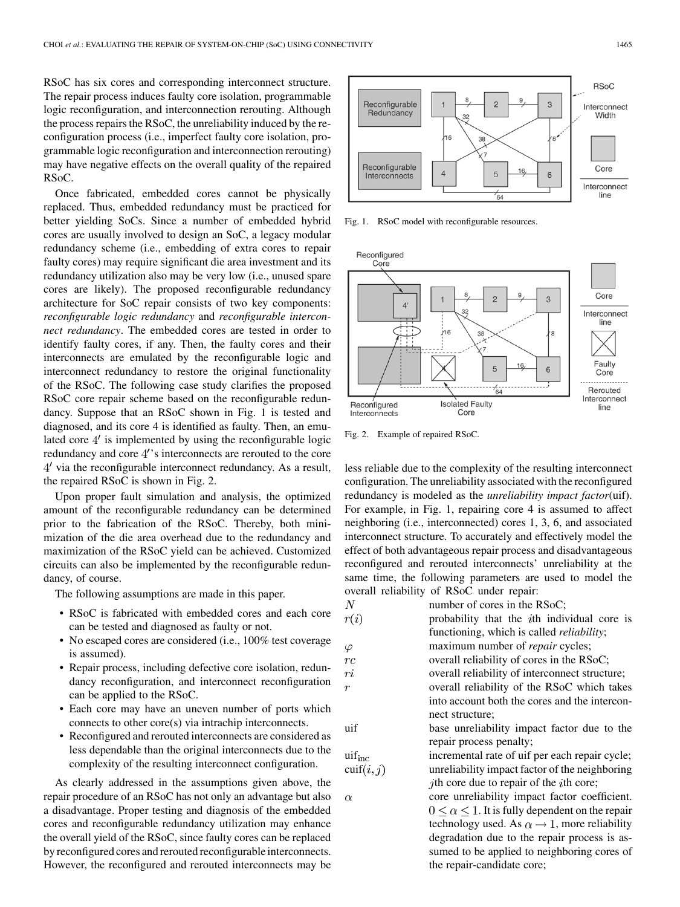RSoC has six cores and corresponding interconnect structure. The repair process induces faulty core isolation, programmable logic reconfiguration, and interconnection rerouting. Although the process repairs the RSoC, the unreliability induced by the reconfiguration process (i.e., imperfect faulty core isolation, programmable logic reconfiguration and interconnection rerouting) may have negative effects on the overall quality of the repaired RSoC.

Once fabricated, embedded cores cannot be physically replaced. Thus, embedded redundancy must be practiced for better yielding SoCs. Since a number of embedded hybrid cores are usually involved to design an SoC, a legacy modular redundancy scheme (i.e., embedding of extra cores to repair faulty cores) may require significant die area investment and its redundancy utilization also may be very low (i.e., unused spare cores are likely). The proposed reconfigurable redundancy architecture for SoC repair consists of two key components: *reconfigurable logic redundancy* and *reconfigurable interconnect redundancy*. The embedded cores are tested in order to identify faulty cores, if any. Then, the faulty cores and their interconnects are emulated by the reconfigurable logic and interconnect redundancy to restore the original functionality of the RSoC. The following case study clarifies the proposed RSoC core repair scheme based on the reconfigurable redundancy. Suppose that an RSoC shown in Fig. 1 is tested and diagnosed, and its core 4 is identified as faulty. Then, an emulated core $4'$ is implemented by using the reconfigurable logic redundancy and core $4'$'s interconnects are rerouted to the core $4'$ via the reconfigurable interconnect redundancy. As a result, the repaired RSoC is shown in Fig. 2.

Upon proper fault simulation and analysis, the optimized amount of the reconfigurable redundancy can be determined prior to the fabrication of the RSoC. Thereby, both minimization of the die area overhead due to the redundancy and maximization of the RSoC yield can be achieved. Customized circuits can also be implemented by the reconfigurable redundancy, of course.

The following assumptions are made in this paper.

- RSoC is fabricated with embedded cores and each core can be tested and diagnosed as faulty or not.
- No escaped cores are considered (i.e., 100% test coverage is assumed).
- Repair process, including defective core isolation, redundancy reconfiguration, and interconnect reconfiguration can be applied to the RSoC.
- Each core may have an uneven number of ports which connects to other core(s) via intrachip interconnects.
- Reconfigured and rerouted interconnects are considered as less dependable than the original interconnects due to the complexity of the resulting interconnect configuration.

As clearly addressed in the assumptions given above, the repair procedure of an RSoC has not only an advantage but also a disadvantage. Proper testing and diagnosis of the embedded cores and reconfigurable redundancy utilization may enhance the overall yield of the RSoC, since faulty cores can be replaced by reconfigured cores and rerouted reconfigurable interconnects. However, the reconfigured and rerouted interconnects may be

Fig. 1. RSoC model with reconfigurable resources.

Fig. 2. Example of repaired RSoC.

less reliable due to the complexity of the resulting interconnect configuration. The unreliability associated with the reconfigured redundancy is modeled as the *unreliability impact factor*(uif). For example, in Fig. 1, repairing core 4 is assumed to affect neighboring (i.e., interconnected) cores 1, 3, 6, and associated interconnect structure. To accurately and effectively model the effect of both advantageous repair process and disadvantageous reconfigured and rerouted interconnects' unreliability at the same time, the following parameters are used to model the overall reliability of RSoC under repair:

| | |
|---|---|
| $N$ | number of cores in the RSoC; |
| $r(i)$ | probability that the $i$th individual core is functioning, which is called *reliability*; |
| $\varphi$ | maximum number of *repair* cycles; |
| $rc$ | overall reliability of cores in the RSoC; |
| $ri$ | overall reliability of interconnect structure; |
| $r$ | overall reliability of the RSoC which takes into account both the cores and the interconnect structure; |
| uif | base unreliability impact factor due to the repair process penalty; |
| $\text{uif}_{\text{inc}}$ | incremental rate of uif per each repair cycle; |
| $\text{cuif}(i,j)$ | unreliability impact factor of the neighboring $j$th core due to repair of the $i$th core; |
| $\alpha$ | core unreliability impact factor coefficient. $0 \leq \alpha \leq 1$. It is fully dependent on the repair technology used. As $\alpha \rightarrow 1$, more reliability degradation due to the repair process is assumed to be applied to neighboring cores of the repair-candidate core; |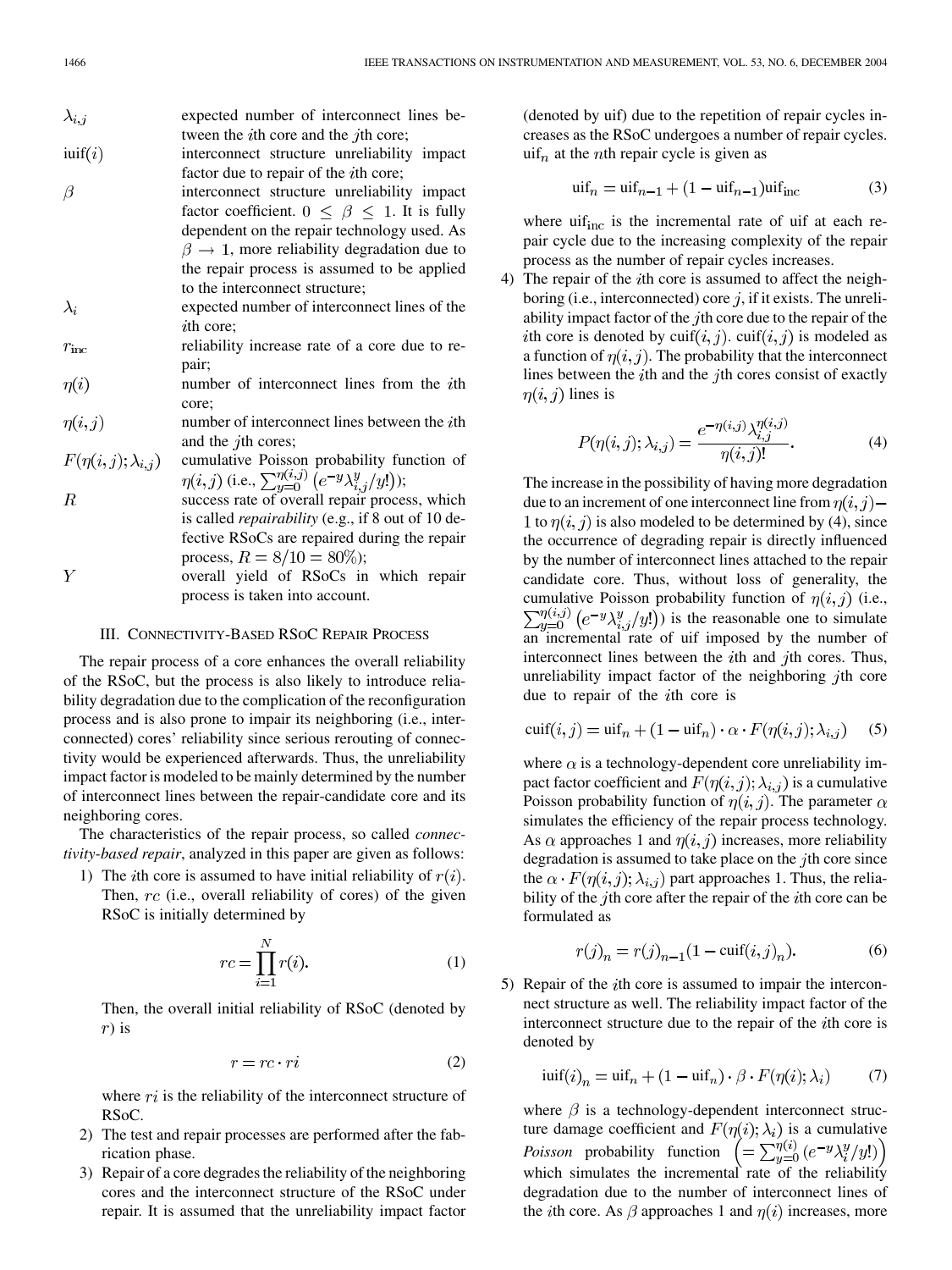$\lambda_{i,j}$ expected number of interconnect lines between the $i$th core and the $j$th core;

$\text{iuif}(i)$ interconnect structure unreliability impact factor due to repair of the $i$th core;

$\beta$ interconnect structure unreliability impact factor coefficient. $0 \leq \beta \leq 1$. It is fully dependent on the repair technology used. As $\beta \rightarrow 1$, more reliability degradation due to the repair process is assumed to be applied to the interconnect structure;

$\lambda_i$ expected number of interconnect lines of the $i$th core;

$r_{\text{inc}}$ reliability increase rate of a core due to repair;

$\eta(i)$ number of interconnect lines from the $i$th core;

$\eta(i,j)$ number of interconnect lines between the $i$th and the $j$th cores;

$F(\eta(i,j);\lambda_{i,j})$ cumulative Poisson probability function of $\eta(i,j)$ (i.e., $\sum_{y=0}^{\eta(i,j)} \left(e^{-y}\lambda_{i,j}^{y}/y!\right)$);

$R$ success rate of overall repair process, which is called *repairability* (e.g., if 8 out of 10 defective RSoCs are repaired during the repair process, $R = 8/10 = 80\%$);

$Y$ overall yield of RSoCs in which repair process is taken into account.

## III. Connectivity-Based RSoC Repair Process

The repair process of a core enhances the overall reliability of the RSoC, but the process is also likely to introduce reliability degradation due to the complication of the reconfiguration process and is also prone to impair its neighboring (i.e., interconnected) cores' reliability since serious rerouting of connectivity would be experienced afterwards. Thus, the unreliability impact factor is modeled to be mainly determined by the number of interconnect lines between the repair-candidate core and its neighboring cores.

The characteristics of the repair process, so called *connectivity-based repair*, analyzed in this paper are given as follows:

1) The $i$th core is assumed to have initial reliability of $r(i)$. Then, $rc$ (i.e., overall reliability of cores) of the given RSoC is initially determined by

$$rc = \prod_{i=1}^{N} r(i). \tag{1}$$

Then, the overall initial reliability of RSoC (denoted by $r$) is

$$r = rc \cdot ri \tag{2}$$

where $ri$ is the reliability of the interconnect structure of RSoC.

2) The test and repair processes are performed after the fabrication phase.

3) Repair of a core degrades the reliability of the neighboring cores and the interconnect structure of the RSoC under repair. It is assumed that the unreliability impact factor (denoted by uif) due to the repetition of repair cycles increases as the RSoC undergoes a number of repair cycles. $\text{uif}_n$ at the $n$th repair cycle is given as

$$\text{uif}_n = \text{uif}_{n-1} + (1 - \text{uif}_{n-1})\text{uif}_{\text{inc}} \tag{3}$$

where $\text{uif}_{\text{inc}}$ is the incremental rate of uif at each repair cycle due to the increasing complexity of the repair process as the number of repair cycles increases.

4) The repair of the $i$th core is assumed to affect the neighboring (i.e., interconnected) core $j$, if it exists. The unreliability impact factor of the $j$th core due to the repair of the $i$th core is denoted by $\text{cuif}(i,j)$. $\text{cuif}(i,j)$ is modeled as a function of $\eta(i,j)$. The probability that the interconnect lines between the $i$th and the $j$th cores consist of exactly $\eta(i,j)$ lines is

$$P(\eta(i,j);\lambda_{i,j}) = \frac{e^{-\eta(i,j)}\lambda_{i,j}^{\eta(i,j)}}{\eta(i,j)!}. \tag{4}$$

The increase in the possibility of having more degradation due to an increment of one interconnect line from $\eta(i,j)-1$ to $\eta(i,j)$ is also modeled to be determined by (4), since the occurrence of degrading repair is directly influenced by the number of interconnect lines attached to the repair candidate core. Thus, without loss of generality, the cumulative Poisson probability function of $\eta(i,j)$ (i.e., $\sum_{y=0}^{\eta(i,j)} \left(e^{-y}\lambda_{i,j}^{y}/y!\right)$) is the reasonable one to simulate an incremental rate of uif imposed by the number of interconnect lines between the $i$th and $j$th cores. Thus, unreliability impact factor of the neighboring $j$th core due to repair of the $i$th core is

$$\text{cuif}(i,j) = \text{uif}_n + (1 - \text{uif}_n) \cdot \alpha \cdot F(\eta(i,j);\lambda_{i,j}) \tag{5}$$

where $\alpha$ is a technology-dependent core unreliability impact factor coefficient and $F(\eta(i,j);\lambda_{i,j})$ is a cumulative Poisson probability function of $\eta(i,j)$. The parameter $\alpha$ simulates the efficiency of the repair process technology. As $\alpha$ approaches 1 and $\eta(i,j)$ increases, more reliability degradation is assumed to take place on the $j$th core since the $\alpha \cdot F(\eta(i,j);\lambda_{i,j})$ part approaches 1. Thus, the reliability of the $j$th core after the repair of the $i$th core can be formulated as

$$r(j)_n = r(j)_{n-1}(1 - \text{cuif}(i,j)_n). \tag{6}$$

5) Repair of the $i$th core is assumed to impair the interconnect structure as well. The reliability impact factor of the interconnect structure due to the repair of the $i$th core is denoted by

$$\text{iuif}(i)_n = \text{uif}_n + (1 - \text{uif}_n) \cdot \beta \cdot F(\eta(i);\lambda_i) \tag{7}$$

where $\beta$ is a technology-dependent interconnect structure damage coefficient and $F(\eta(i);\lambda_i)$ is a cumulative *Poisson* probability function $\left(= \sum_{y=0}^{\eta(i)} \left(e^{-y}\lambda_i^{y}/y!\right)\right)$ which simulates the incremental rate of the reliability degradation due to the number of interconnect lines of the $i$th core. As $\beta$ approaches 1 and $\eta(i)$ increases, more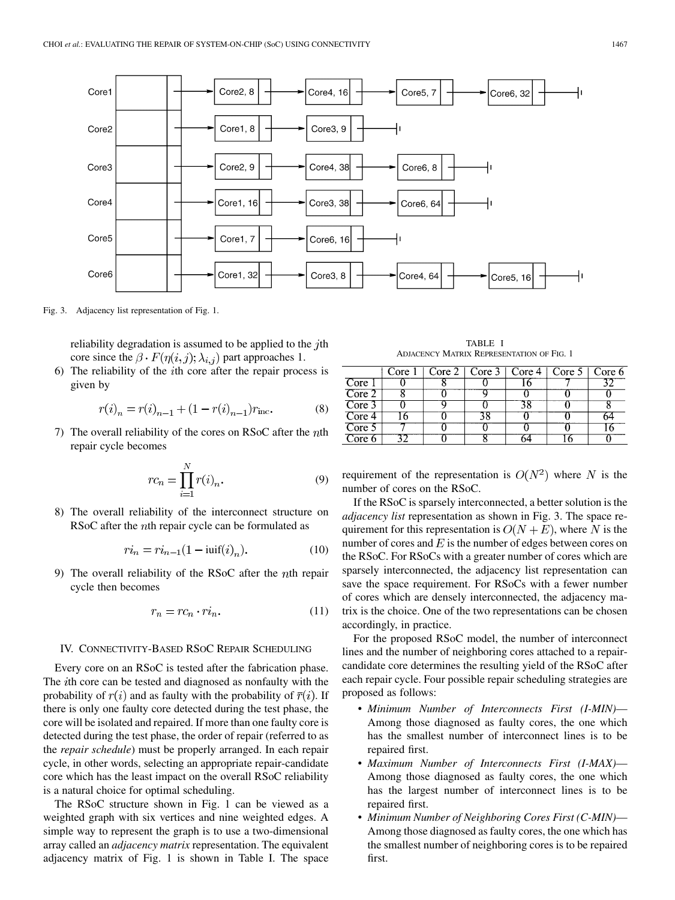Core1 → Core2, 8 → Core4, 16 → Core5, 7 → Core6, 32

Core2 → Core1, 8 → Core3, 9

Core3 → Core2, 9 → Core4, 38 → Core6, 8

Core4 → Core1, 16 → Core3, 38 → Core6, 64

Core5 → Core1, 7 → Core6, 16

Core6 → Core1, 32 → Core3, 8 → Core4, 64 → Core5, 16

Fig. 3. Adjacency list representation of Fig. 1.

reliability degradation is assumed to be applied to the $j$th core since the $\beta \cdot F(\eta(i,j); \lambda_{i,j})$ part approaches 1.

6) The reliability of the $i$th core after the repair process is given by

$$r(i)_n = r(i)_{n-1} + (1 - r(i)_{n-1})r_{\text{inc}}. \tag{8}$$

7) The overall reliability of the cores on RSoC after the $n$th repair cycle becomes

$$rc_n = \prod_{i=1}^{N} r(i)_n. \tag{9}$$

8) The overall reliability of the interconnect structure on RSoC after the $n$th repair cycle can be formulated as

$$ri_n = ri_{n-1}(1 - \text{iuif}(i)_n). \tag{10}$$

9) The overall reliability of the RSoC after the $n$th repair cycle then becomes

$$r_n = rc_n \cdot ri_n. \tag{11}$$

## IV. Connectivity-Based RSoC Repair Scheduling

Every core on an RSoC is tested after the fabrication phase. The $i$th core can be tested and diagnosed as nonfaulty with the probability of $r(i)$ and as faulty with the probability of $\overline{r}(i)$. If there is only one faulty core detected during the test phase, the core will be isolated and repaired. If more than one faulty core is detected during the test phase, the order of repair (referred to as the *repair schedule*) must be properly arranged. In each repair cycle, in other words, selecting an appropriate repair-candidate core which has the least impact on the overall RSoC reliability is a natural choice for optimal scheduling.

The RSoC structure shown in Fig. 1 can be viewed as a weighted graph with six vertices and nine weighted edges. A simple way to represent the graph is to use a two-dimensional array called an *adjacency matrix* representation. The equivalent adjacency matrix of Fig. 1 is shown in Table I. The space requirement of the representation is $O(N^2)$ where $N$ is the number of cores on the RSoC.

TABLE I
Adjacency Matrix Representation of Fig. 1

| | Core 1 | Core 2 | Core 3 | Core 4 | Core 5 | Core 6 |
|---|---|---|---|---|---|---|
| Core 1 | 0 | 8 | 0 | 16 | 7 | 32 |
| Core 2 | 8 | 0 | 9 | 0 | 0 | 0 |
| Core 3 | 0 | 9 | 0 | 38 | 0 | 8 |
| Core 4 | 16 | 0 | 38 | 0 | 0 | 64 |
| Core 5 | 7 | 0 | 0 | 0 | 0 | 16 |
| Core 6 | 32 | 0 | 8 | 64 | 16 | 0 |

If the RSoC is sparsely interconnected, a better solution is the *adjacency list* representation as shown in Fig. 3. The space requirement for this representation is $O(N + E)$, where $N$ is the number of cores and $E$ is the number of edges between cores on the RSoC. For RSoCs with a greater number of cores which are sparsely interconnected, the adjacency list representation can save the space requirement. For RSoCs with a fewer number of cores which are densely interconnected, the adjacency matrix is the choice. One of the two representations can be chosen accordingly, in practice.

For the proposed RSoC model, the number of interconnect lines and the number of neighboring cores attached to a repair-candidate core determines the resulting yield of the RSoC after each repair cycle. Four possible repair scheduling strategies are proposed as follows:

- *Minimum Number of Interconnects First (I-MIN)*—Among those diagnosed as faulty cores, the one which has the smallest number of interconnect lines is to be repaired first.
- *Maximum Number of Interconnects First (I-MAX)*—Among those diagnosed as faulty cores, the one which has the largest number of interconnect lines is to be repaired first.
- *Minimum Number of Neighboring Cores First (C-MIN)*—Among those diagnosed as faulty cores, the one which has the smallest number of neighboring cores is to be repaired first.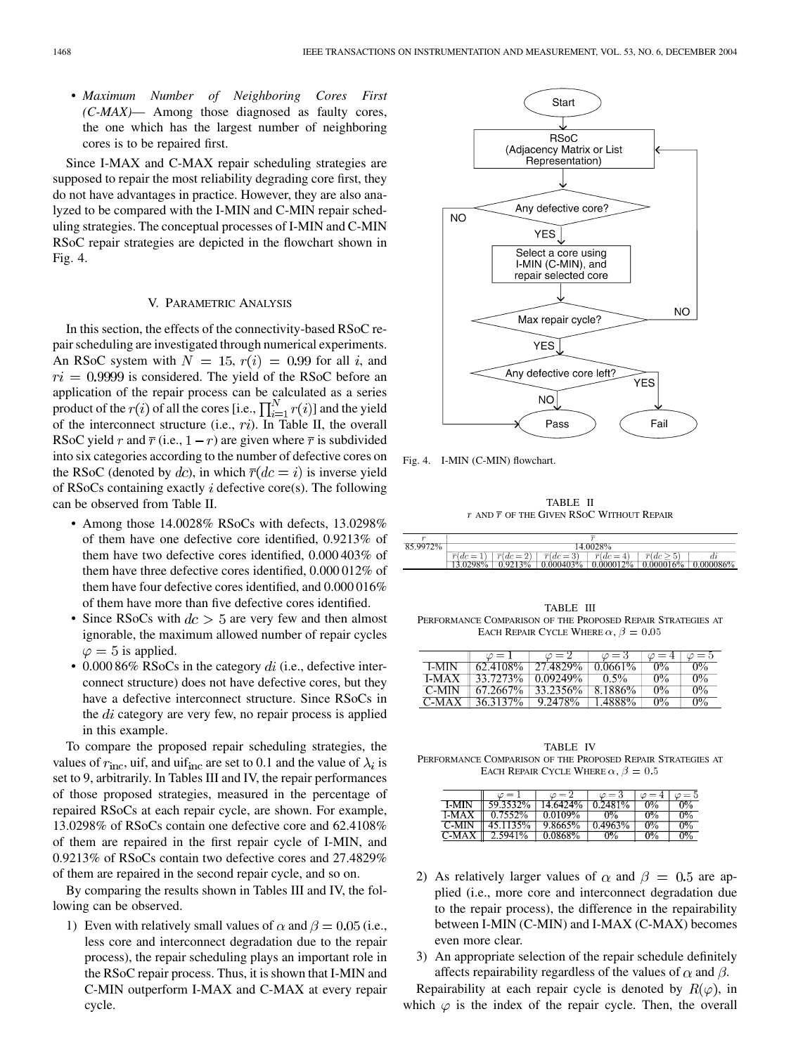- *Maximum Number of Neighboring Cores First (C-MAX)*— Among those diagnosed as faulty cores, the one which has the largest number of neighboring cores is to be repaired first.

Since I-MAX and C-MAX repair scheduling strategies are supposed to repair the most reliability degrading core first, they do not have advantages in practice. However, they are also analyzed to be compared with the I-MIN and C-MIN repair scheduling strategies. The conceptual processes of I-MIN and C-MIN RSoC repair strategies are depicted in the flowchart shown in Fig. 4.

## V. Parametric Analysis

In this section, the effects of the connectivity-based RSoC repair scheduling are investigated through numerical experiments. An RSoC system with $N = 15$, $r(i) = 0.99$ for all $i$, and $ri = 0.9999$ is considered. The yield of the RSoC before an application of the repair process can be calculated as a series product of the $r(i)$ of all the cores [i.e., $\prod_{i=1}^{N} r(i)$] and the yield of the interconnect structure (i.e., $ri$). In Table II, the overall RSoC yield $r$ and $\overline{r}$ (i.e., $1-r$) are given where $\overline{r}$ is subdivided into six categories according to the number of defective cores on the RSoC (denoted by $dc$), in which $\overline{r}(dc = i)$ is inverse yield of RSoCs containing exactly $i$ defective core(s). The following can be observed from Table II.

- Among those 14.0028% RSoCs with defects, 13.0298% of them have one defective core identified, 0.9213% of them have two defective cores identified, 0.000 403% of them have three defective cores identified, 0.000 012% of them have four defective cores identified, and 0.000 016% of them have more than five defective cores identified.
- Since RSoCs with $dc > 5$ are very few and then almost ignorable, the maximum allowed number of repair cycles $\varphi = 5$ is applied.
- 0.000 86% RSoCs in the category $di$ (i.e., defective interconnect structure) does not have defective cores, but they have a defective interconnect structure. Since RSoCs in the $di$ category are very few, no repair process is applied in this example.

To compare the proposed repair scheduling strategies, the values of $r_{\text{inc}}$, uif, and uif$_{\text{inc}}$ are set to 0.1 and the value of $\lambda_i$ is set to 9, arbitrarily. In Tables III and IV, the repair performances of those proposed strategies, measured in the percentage of repaired RSoCs at each repair cycle, are shown. For example, 13.0298% of RSoCs contain one defective core and 62.4108% of them are repaired in the first repair cycle of I-MIN, and 0.9213% of RSoCs contain two defective cores and 27.4829% of them are repaired in the second repair cycle, and so on.

By comparing the results shown in Tables III and IV, the following can be observed.

1) Even with relatively small values of $\alpha$ and $\beta = 0.05$ (i.e., less core and interconnect degradation due to the repair process), the repair scheduling plays an important role in the RSoC repair process. Thus, it is shown that I-MIN and C-MIN outperform I-MAX and C-MAX at every repair cycle.

2) As relatively larger values of $\alpha$ and $\beta = 0.5$ are applied (i.e., more core and interconnect degradation due to the repair process), the difference in the repairability between I-MIN (C-MIN) and I-MAX (C-MAX) becomes even more clear.

3) An appropriate selection of the repair schedule definitely affects repairability regardless of the values of $\alpha$ and $\beta$.

Repairability at each repair cycle is denoted by $R(\varphi)$, in which $\varphi$ is the index of the repair cycle. Then, the overall

Start → RSoC (Adjacency Matrix or List Representation) → Any defective core? (NO → Pass; YES →) Select a core using I-MIN (C-MIN), and repair selected core → Max repair cycle? (NO → RSoC; YES →) Any defective core left? (YES → Fail; NO → Pass)

Fig. 4. I-MIN (C-MIN) flowchart.

TABLE II
$r$ AND $\overline{r}$ OF THE GIVEN RSoC WITHOUT REPAIR

| $r$ | $\overline{r}$ | | | | | |
|---|---|---|---|---|---|---|
| 85.9972% | 14.0028% | | | | | |
| | $\overline{r}(dc=1)$ | $\overline{r}(dc=2)$ | $\overline{r}(dc=3)$ | $\overline{r}(dc=4)$ | $\overline{r}(dc\geq 5)$ | $di$ |
| | 13.0298% | 0.9213% | 0.000403% | 0.000012% | 0.000016% | 0.000086% |

TABLE III
PERFORMANCE COMPARISON OF THE PROPOSED REPAIR STRATEGIES AT EACH REPAIR CYCLE WHERE $\alpha, \beta = 0.05$

| | $\varphi=1$ | $\varphi=2$ | $\varphi=3$ | $\varphi=4$ | $\varphi=5$ |
|---|---|---|---|---|---|
| I-MIN | 62.4108% | 27.4829% | 0.0661% | 0% | 0% |
| I-MAX | 33.7273% | 0.09249% | 0.5% | 0% | 0% |
| C-MIN | 67.2667% | 33.2356% | 8.1886% | 0% | 0% |
| C-MAX | 36.3137% | 9.2478% | 1.4888% | 0% | 0% |

TABLE IV
PERFORMANCE COMPARISON OF THE PROPOSED REPAIR STRATEGIES AT EACH REPAIR CYCLE WHERE $\alpha, \beta = 0.5$

| | $\varphi=1$ | $\varphi=2$ | $\varphi=3$ | $\varphi=4$ | $\varphi=5$ |
|---|---|---|---|---|---|
| I-MIN | 59.3532% | 14.6424% | 0.2481% | 0% | 0% |
| I-MAX | 0.7552% | 0.0109% | 0% | 0% | 0% |
| C-MIN | 45.1135% | 9.8665% | 0.4963% | 0% | 0% |
| C-MAX | 2.5941% | 0.0868% | 0% | 0% | 0% |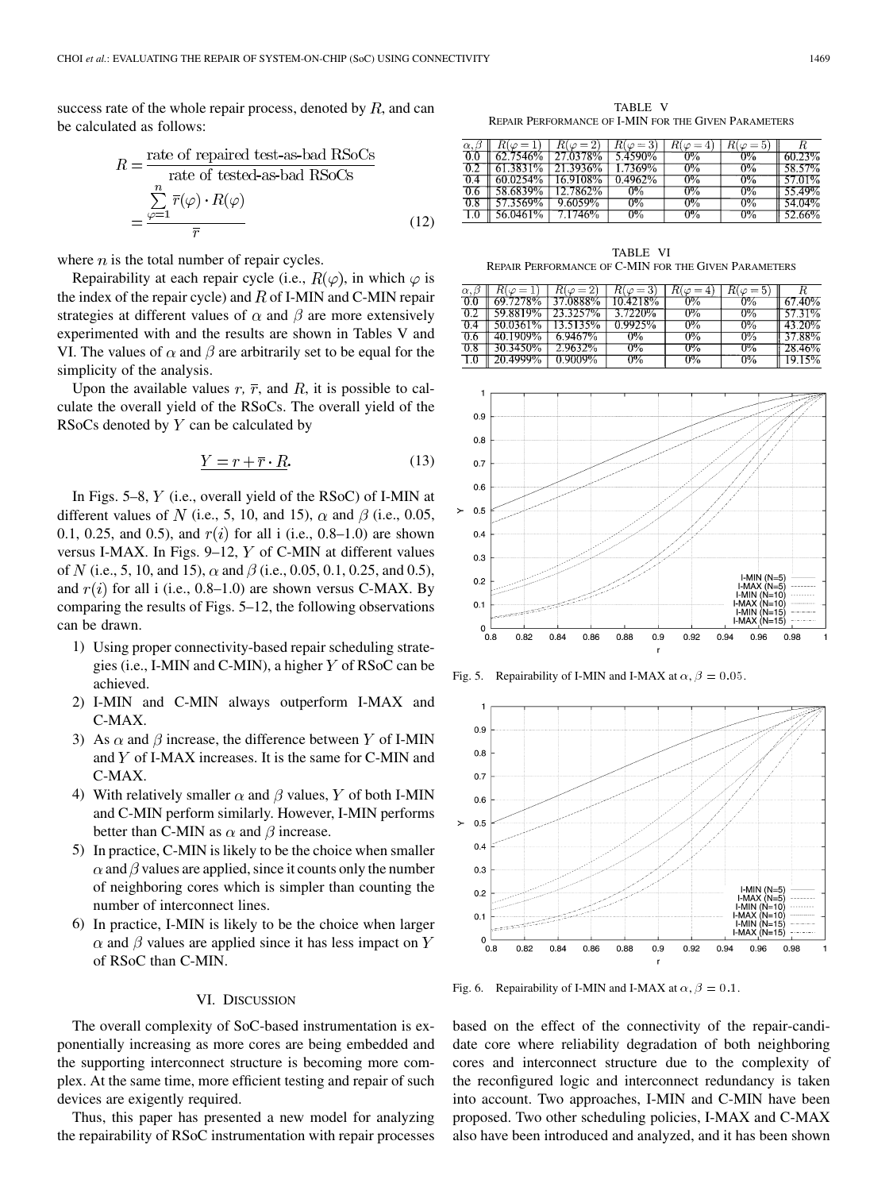success rate of the whole repair process, denoted by $R$, and can be calculated as follows:

$$R = \frac{\text{rate of repaired test-as-bad RSoCs}}{\text{rate of tested-as-bad RSoCs}} = \frac{\sum_{\varphi=1}^{n} \overline{r}(\varphi) \cdot R(\varphi)}{\overline{r}} \tag{12}$$

where $n$ is the total number of repair cycles.

Repairability at each repair cycle (i.e., $R(\varphi)$, in which $\varphi$ is the index of the repair cycle) and $R$ of I-MIN and C-MIN repair strategies at different values of $\alpha$ and $\beta$ are more extensively experimented with and the results are shown in Tables V and VI. The values of $\alpha$ and $\beta$ are arbitrarily set to be equal for the simplicity of the analysis.

Upon the available values $r$, $\overline{r}$, and $R$, it is possible to calculate the overall yield of the RSoCs. The overall yield of the RSoCs denoted by $Y$ can be calculated by

$$Y = r + \overline{r} \cdot R. \tag{13}$$

In Figs. 5–8, $Y$ (i.e., overall yield of the RSoC) of I-MIN at different values of $N$ (i.e., 5, 10, and 15), $\alpha$ and $\beta$ (i.e., 0.05, 0.1, 0.25, and 0.5), and $r(i)$ for all i (i.e., 0.8–1.0) are shown versus I-MAX. In Figs. 9–12, $Y$ of C-MIN at different values of $N$ (i.e., 5, 10, and 15), $\alpha$ and $\beta$ (i.e., 0.05, 0.1, 0.25, and 0.5), and $r(i)$ for all i (i.e., 0.8–1.0) are shown versus C-MAX. By comparing the results of Figs. 5–12, the following observations can be drawn.

1) Using proper connectivity-based repair scheduling strategies (i.e., I-MIN and C-MIN), a higher $Y$ of RSoC can be achieved.
2) I-MIN and C-MIN always outperform I-MAX and C-MAX.
3) As $\alpha$ and $\beta$ increase, the difference between $Y$ of I-MIN and $Y$ of I-MAX increases. It is the same for C-MIN and C-MAX.
4) With relatively smaller $\alpha$ and $\beta$ values, $Y$ of both I-MIN and C-MIN perform similarly. However, I-MIN performs better than C-MIN as $\alpha$ and $\beta$ increase.
5) In practice, C-MIN is likely to be the choice when smaller $\alpha$ and $\beta$ values are applied, since it counts only the number of neighboring cores which is simpler than counting the number of interconnect lines.
6) In practice, I-MIN is likely to be the choice when larger $\alpha$ and $\beta$ values are applied since it has less impact on $Y$ of RSoC than C-MIN.

## VI. Discussion

The overall complexity of SoC-based instrumentation is exponentially increasing as more cores are being embedded and the supporting interconnect structure is becoming more complex. At the same time, more efficient testing and repair of such devices are exigently required.

Thus, this paper has presented a new model for analyzing the repairability of RSoC instrumentation with repair processes based on the effect of the connectivity of the repair-candidate core where reliability degradation of both neighboring cores and interconnect structure due to the complexity of the reconfigured logic and interconnect redundancy is taken into account. Two approaches, I-MIN and C-MIN have been proposed. Two other scheduling policies, I-MAX and C-MAX also have been introduced and analyzed, and it has been shown

TABLE V
Repair Performance of I-MIN for the Given Parameters

| $\alpha, \beta$ | $R(\varphi=1)$ | $R(\varphi=2)$ | $R(\varphi=3)$ | $R(\varphi=4)$ | $R(\varphi=5)$ | $R$ |
|---|---|---|---|---|---|---|
| 0.0 | 62.7546% | 27.0378% | 5.4590% | 0% | 0% | 60.23% |
| 0.2 | 61.3831% | 21.3936% | 1.7369% | 0% | 0% | 58.57% |
| 0.4 | 60.0254% | 16.9108% | 0.4962% | 0% | 0% | 57.01% |
| 0.6 | 58.6839% | 12.7862% | 0% | 0% | 0% | 55.49% |
| 0.8 | 57.3569% | 9.6059% | 0% | 0% | 0% | 54.04% |
| 1.0 | 56.0461% | 7.1746% | 0% | 0% | 0% | 52.66% |

TABLE VI
Repair Performance of C-MIN for the Given Parameters

| $\alpha, \beta$ | $R(\varphi=1)$ | $R(\varphi=2)$ | $R(\varphi=3)$ | $R(\varphi=4)$ | $R(\varphi=5)$ | $R$ |
|---|---|---|---|---|---|---|
| 0.0 | 69.7278% | 37.0888% | 10.4218% | 0% | 0% | 67.40% |
| 0.2 | 59.8819% | 23.3257% | 3.7220% | 0% | 0% | 57.31% |
| 0.4 | 50.0361% | 13.5135% | 0.9925% | 0% | 0% | 43.20% |
| 0.6 | 40.1909% | 6.9467% | 0% | 0% | 0% | 37.88% |
| 0.8 | 30.3450% | 2.9632% | 0% | 0% | 0% | 28.46% |
| 1.0 | 20.4999% | 0.9009% | 0% | 0% | 0% | 19.15% |

Fig. 5. Repairability of I-MIN and I-MAX at $\alpha, \beta = 0.05$.

Fig. 6. Repairability of I-MIN and I-MAX at $\alpha, \beta = 0.1$.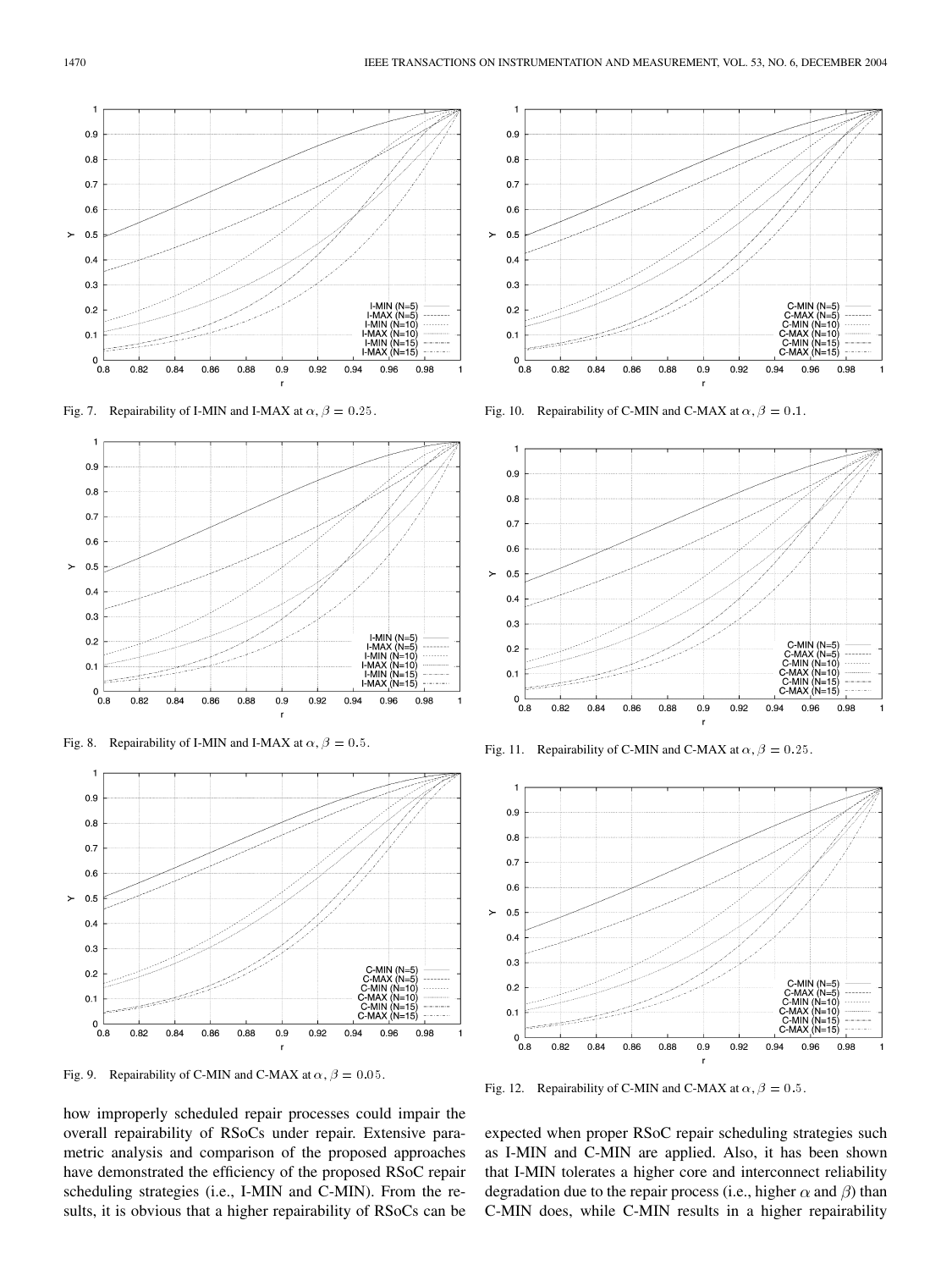Fig. 7. Repairability of I-MIN and I-MAX at $\alpha, \beta = 0.25$.

Fig. 8. Repairability of I-MIN and I-MAX at $\alpha, \beta = 0.5$.

Fig. 9. Repairability of C-MIN and C-MAX at $\alpha, \beta = 0.05$.

Fig. 10. Repairability of C-MIN and C-MAX at $\alpha, \beta = 0.1$.

Fig. 11. Repairability of C-MIN and C-MAX at $\alpha, \beta = 0.25$.

Fig. 12. Repairability of C-MIN and C-MAX at $\alpha, \beta = 0.5$.

how improperly scheduled repair processes could impair the overall repairability of RSoCs under repair. Extensive parametric analysis and comparison of the proposed approaches have demonstrated the efficiency of the proposed RSoC repair scheduling strategies (i.e., I-MIN and C-MIN). From the results, it is obvious that a higher repairability of RSoCs can be expected when proper RSoC repair scheduling strategies such as I-MIN and C-MIN are applied. Also, it has been shown that I-MIN tolerates a higher core and interconnect reliability degradation due to the repair process (i.e., higher $\alpha$ and $\beta$) than C-MIN does, while C-MIN results in a higher repairability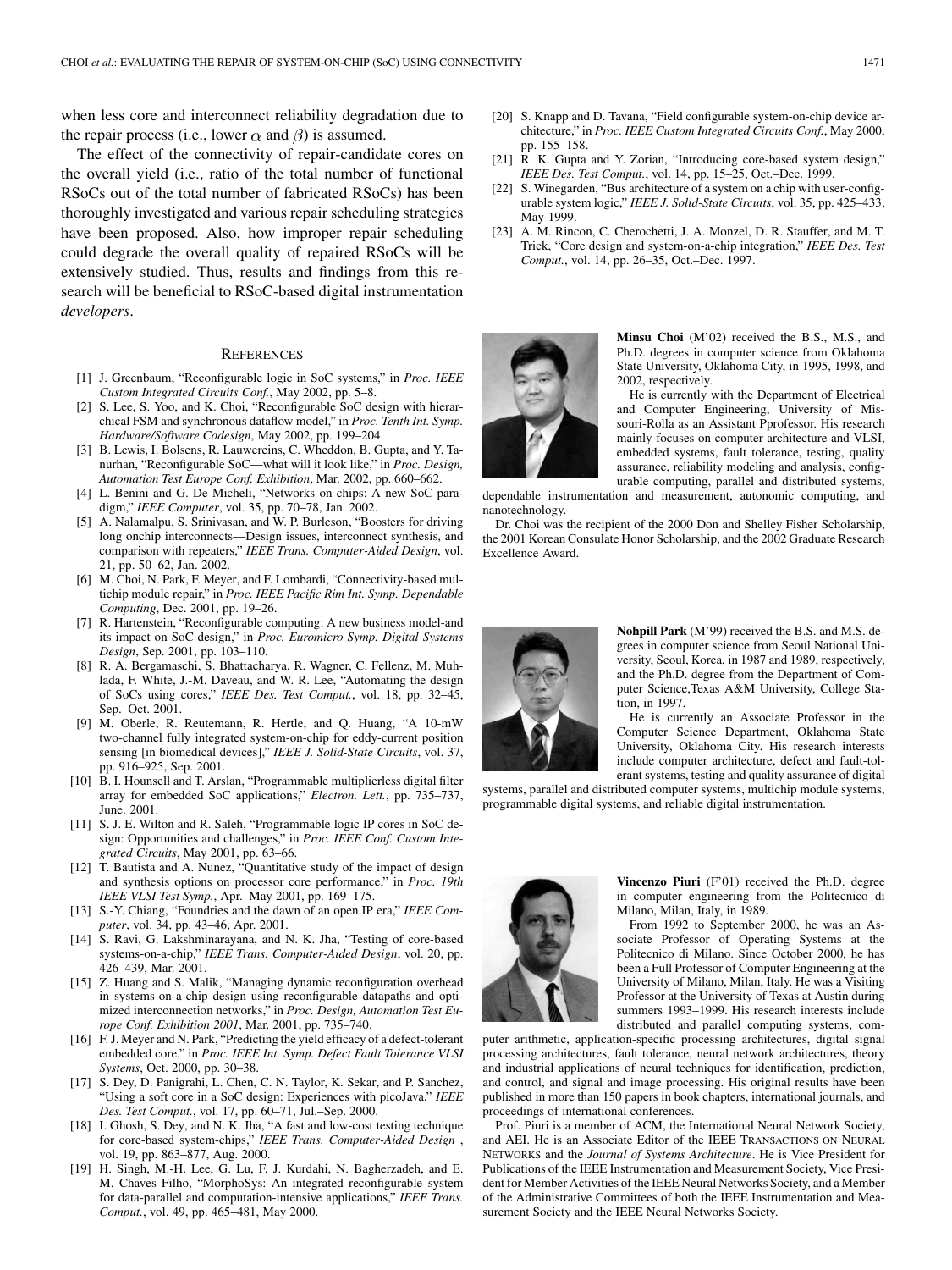when less core and interconnect reliability degradation due to the repair process (i.e., lower $\alpha$ and $\beta$) is assumed.

The effect of the connectivity of repair-candidate cores on the overall yield (i.e., ratio of the total number of functional RSoCs out of the total number of fabricated RSoCs) has been thoroughly investigated and various repair scheduling strategies have been proposed. Also, how improper repair scheduling could degrade the overall quality of repaired RSoCs will be extensively studied. Thus, results and findings from this research will be beneficial to RSoC-based digital instrumentation *developers*.

## References

[1] J. Greenbaum, "Reconfigurable logic in SoC systems," in *Proc. IEEE Custom Integrated Circuits Conf.*, May 2002, pp. 5–8.

[2] S. Lee, S. Yoo, and K. Choi, "Reconfigurable SoC design with hierarchical FSM and synchronous dataflow model," in *Proc. Tenth Int. Symp. Hardware/Software Codesign*, May 2002, pp. 199–204.

[3] B. Lewis, I. Bolsens, R. Lauwereins, C. Wheddon, B. Gupta, and Y. Tanurhan, "Reconfigurable SoC—what will it look like," in *Proc. Design, Automation Test Europe Conf. Exhibition*, Mar. 2002, pp. 660–662.

[4] L. Benini and G. De Micheli, "Networks on chips: A new SoC paradigm," *IEEE Computer*, vol. 35, pp. 70–78, Jan. 2002.

[5] A. Nalamalpu, S. Srinivasan, and W. P. Burleson, "Boosters for driving long onchip interconnects—Design issues, interconnect synthesis, and comparison with repeaters," *IEEE Trans. Computer-Aided Design*, vol. 21, pp. 50–62, Jan. 2002.

[6] M. Choi, N. Park, F. Meyer, and F. Lombardi, "Connectivity-based multichip module repair," in *Proc. IEEE Pacific Rim Int. Symp. Dependable Computing*, Dec. 2001, pp. 19–26.

[7] R. Hartenstein, "Reconfigurable computing: A new business model-and its impact on SoC design," in *Proc. Euromicro Symp. Digital Systems Design*, Sep. 2001, pp. 103–110.

[8] R. A. Bergamaschi, S. Bhattacharya, R. Wagner, C. Fellenz, M. Muhlada, F. White, J.-M. Daveau, and W. R. Lee, "Automating the design of SoCs using cores," *IEEE Des. Test Comput.*, vol. 18, pp. 32–45, Sep.–Oct. 2001.

[9] M. Oberle, R. Reutemann, R. Hertle, and Q. Huang, "A 10-mW two-channel fully integrated system-on-chip for eddy-current position sensing [in biomedical devices]," *IEEE J. Solid-State Circuits*, vol. 37, pp. 916–925, Sep. 2001.

[10] B. I. Hounsell and T. Arslan, "Programmable multiplierless digital filter array for embedded SoC applications," *Electron. Lett.*, pp. 735–737, June. 2001.

[11] S. J. E. Wilton and R. Saleh, "Programmable logic IP cores in SoC design: Opportunities and challenges," in *Proc. IEEE Conf. Custom Integrated Circuits*, May 2001, pp. 63–66.

[12] T. Bautista and A. Nunez, "Quantitative study of the impact of design and synthesis options on processor core performance," in *Proc. 19th IEEE VLSI Test Symp.*, Apr.–May 2001, pp. 169–175.

[13] S.-Y. Chiang, "Foundries and the dawn of an open IP era," *IEEE Computer*, vol. 34, pp. 43–46, Apr. 2001.

[14] S. Ravi, G. Lakshminarayana, and N. K. Jha, "Testing of core-based systems-on-a-chip," *IEEE Trans. Computer-Aided Design*, vol. 20, pp. 426–439, Mar. 2001.

[15] Z. Huang and S. Malik, "Managing dynamic reconfiguration overhead in systems-on-a-chip design using reconfigurable datapaths and optimized interconnection networks," in *Proc. Design, Automation Test Europe Conf. Exhibition 2001*, Mar. 2001, pp. 735–740.

[16] F. J. Meyer and N. Park, "Predicting the yield efficacy of a defect-tolerant embedded core," in *Proc. IEEE Int. Symp. Defect Fault Tolerance VLSI Systems*, Oct. 2000, pp. 30–38.

[17] S. Dey, D. Panigrahi, L. Chen, C. N. Taylor, K. Sekar, and P. Sanchez, "Using a soft core in a SoC design: Experiences with picoJava," *IEEE Des. Test Comput.*, vol. 17, pp. 60–71, Jul.–Sep. 2000.

[18] I. Ghosh, S. Dey, and N. K. Jha, "A fast and low-cost testing technique for core-based system-chips," *IEEE Trans. Computer-Aided Design* , vol. 19, pp. 863–877, Aug. 2000.

[19] H. Singh, M.-H. Lee, G. Lu, F. J. Kurdahi, N. Bagherzadeh, and E. M. Chaves Filho, "MorphoSys: An integrated reconfigurable system for data-parallel and computation-intensive applications," *IEEE Trans. Comput.*, vol. 49, pp. 465–481, May 2000.

[20] S. Knapp and D. Tavana, "Field configurable system-on-chip device architecture," in *Proc. IEEE Custom Integrated Circuits Conf.*, May 2000, pp. 155–158.

[21] R. K. Gupta and Y. Zorian, "Introducing core-based system design," *IEEE Des. Test Comput.*, vol. 14, pp. 15–25, Oct.–Dec. 1999.

[22] S. Winegarden, "Bus architecture of a system on a chip with user-configurable system logic," *IEEE J. Solid-State Circuits*, vol. 35, pp. 425–433, May 1999.

[23] A. M. Rincon, C. Cherochetti, J. A. Monzel, D. R. Stauffer, and M. T. Trick, "Core design and system-on-a-chip integration," *IEEE Des. Test Comput.*, vol. 14, pp. 26–35, Oct.–Dec. 1997.

**Minsu Choi** (M'02) received the B.S., M.S., and Ph.D. degrees in computer science from Oklahoma State University, Oklahoma City, in 1995, 1998, and 2002, respectively.

He is currently with the Department of Electrical and Computer Engineering, University of Missouri-Rolla as an Assistant Pprofessor. His research mainly focuses on computer architecture and VLSI, embedded systems, fault tolerance, testing, quality assurance, reliability modeling and analysis, configurable computing, parallel and distributed systems, dependable instrumentation and measurement, autonomic computing, and nanotechnology.

Dr. Choi was the recipient of the 2000 Don and Shelley Fisher Scholarship, the 2001 Korean Consulate Honor Scholarship, and the 2002 Graduate Research Excellence Award.

**Nohpill Park** (M'99) received the B.S. and M.S. degrees in computer science from Seoul National University, Seoul, Korea, in 1987 and 1989, respectively, and the Ph.D. degree from the Department of Computer Science,Texas A&M University, College Station, in 1997.

He is currently an Associate Professor in the Computer Science Department, Oklahoma State University, Oklahoma City. His research interests include computer architecture, defect and fault-tolerant systems, testing and quality assurance of digital systems, parallel and distributed computer systems, multichip module systems, programmable digital systems, and reliable digital instrumentation.

**Vincenzo Piuri** (F'01) received the Ph.D. degree in computer engineering from the Politecnico di Milano, Milan, Italy, in 1989.

From 1992 to September 2000, he was an Associate Professor of Operating Systems at the Politecnico di Milano. Since October 2000, he has been a Full Professor of Computer Engineering at the University of Milano, Milan, Italy. He was a Visiting Professor at the University of Texas at Austin during summers 1993–1999. His research interests include distributed and parallel computing systems, computer arithmetic, application-specific processing architectures, digital signal processing architectures, fault tolerance, neural network architectures, theory and industrial applications of neural techniques for identification, prediction, and control, and signal and image processing. His original results have been published in more than 150 papers in book chapters, international journals, and proceedings of international conferences.

Prof. Piuri is a member of ACM, the International Neural Network Society, and AEI. He is an Associate Editor of the IEEE Transactions on Neural Networks and the *Journal of Systems Architecture*. He is Vice President for Publications of the IEEE Instrumentation and Measurement Society, Vice President for Member Activities of the IEEE Neural Networks Society, and a Member of the Administrative Committees of both the IEEE Instrumentation and Measurement Society and the IEEE Neural Networks Society.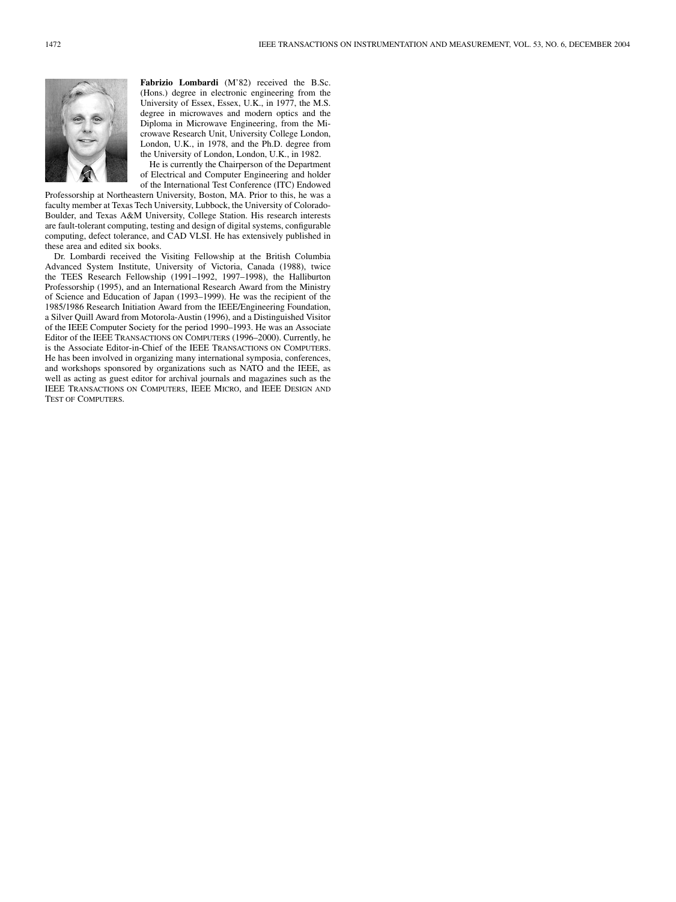**Fabrizio Lombardi** (M'82) received the B.Sc. (Hons.) degree in electronic engineering from the University of Essex, Essex, U.K., in 1977, the M.S. degree in microwaves and modern optics and the Diploma in Microwave Engineering, from the Microwave Research Unit, University College London, London, U.K., in 1978, and the Ph.D. degree from the University of London, London, U.K., in 1982.

He is currently the Chairperson of the Department of Electrical and Computer Engineering and holder of the International Test Conference (ITC) Endowed Professorship at Northeastern University, Boston, MA. Prior to this, he was a faculty member at Texas Tech University, Lubbock, the University of Colorado-Boulder, and Texas A&M University, College Station. His research interests are fault-tolerant computing, testing and design of digital systems, configurable computing, defect tolerance, and CAD VLSI. He has extensively published in these area and edited six books.

Dr. Lombardi received the Visiting Fellowship at the British Columbia Advanced System Institute, University of Victoria, Canada (1988), twice the TEES Research Fellowship (1991–1992, 1997–1998), the Halliburton Professorship (1995), and an International Research Award from the Ministry of Science and Education of Japan (1993–1999). He was the recipient of the 1985/1986 Research Initiation Award from the IEEE/Engineering Foundation, a Silver Quill Award from Motorola-Austin (1996), and a Distinguished Visitor of the IEEE Computer Society for the period 1990–1993. He was an Associate Editor of the IEEE TRANSACTIONS ON COMPUTERS (1996–2000). Currently, he is the Associate Editor-in-Chief of the IEEE TRANSACTIONS ON COMPUTERS. He has been involved in organizing many international symposia, conferences, and workshops sponsored by organizations such as NATO and the IEEE, as well as acting as guest editor for archival journals and magazines such as the IEEE TRANSACTIONS ON COMPUTERS, IEEE MICRO, and IEEE DESIGN AND TEST OF COMPUTERS.